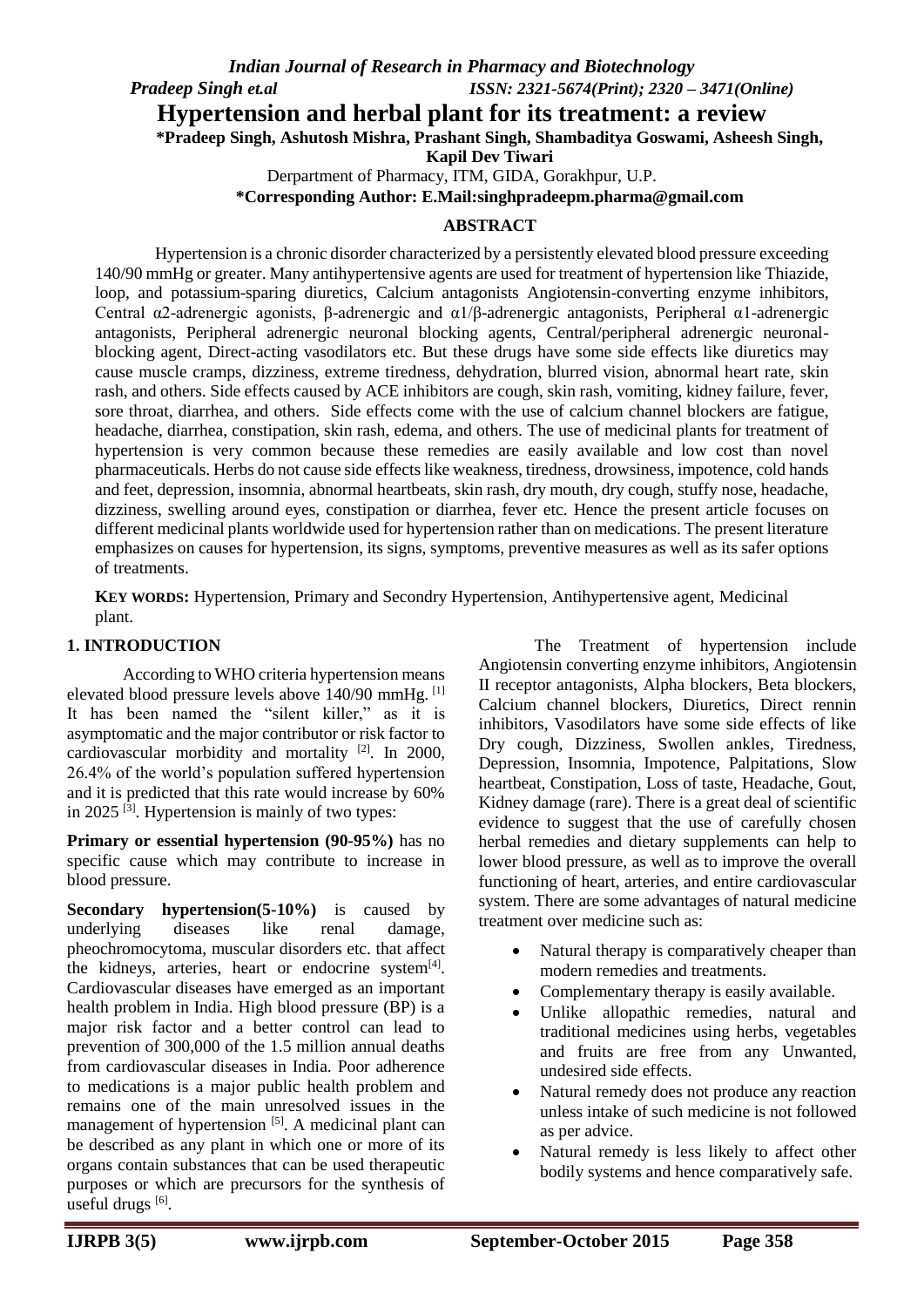# Hypertension and herbal plant for its treatment: a review

**\*Pradeep Singh, Ashutosh Mishra, Prashant Singh, Shambaditya Goswami, Asheesh Singh, Kapil Dev Tiwari**

Derpartment of Pharmacy, ITM, GIDA, Gorakhpur, U.P.

**\*Corresponding Author: E.Mail:singhpradeepm.pharma@gmail.com**

## ABSTRACT

Hypertension is a chronic disorder characterized by a persistently elevated blood pressure exceeding 140/90 mmHg or greater. Many antihypertensive agents are used for treatment of hypertension like Thiazide, loop, and potassium-sparing diuretics, Calcium antagonists Angiotensin-converting enzyme inhibitors, Central α2-adrenergic agonists, β-adrenergic and α1/β-adrenergic antagonists, Peripheral α1-adrenergic antagonists, Peripheral adrenergic neuronal blocking agents, Central/peripheral adrenergic neuronal-blocking agent, Direct-acting vasodilators etc. But these drugs have some side effects like diuretics may cause muscle cramps, dizziness, extreme tiredness, dehydration, blurred vision, abnormal heart rate, skin rash, and others. Side effects caused by ACE inhibitors are cough, skin rash, vomiting, kidney failure, fever, sore throat, diarrhea, and others. Side effects come with the use of calcium channel blockers are fatigue, headache, diarrhea, constipation, skin rash, edema, and others. The use of medicinal plants for treatment of hypertension is very common because these remedies are easily available and low cost than novel pharmaceuticals. Herbs do not cause side effects like weakness, tiredness, drowsiness, impotence, cold hands and feet, depression, insomnia, abnormal heartbeats, skin rash, dry mouth, dry cough, stuffy nose, headache, dizziness, swelling around eyes, constipation or diarrhea, fever etc. Hence the present article focuses on different medicinal plants worldwide used for hypertension rather than on medications. The present literature emphasizes on causes for hypertension, its signs, symptoms, preventive measures as well as its safer options of treatments.

**KEY WORDS:** Hypertension, Primary and Secondry Hypertension, Antihypertensive agent, Medicinal plant.

## 1. INTRODUCTION

According to WHO criteria hypertension means elevated blood pressure levels above 140/90 mmHg. [1] It has been named the "silent killer," as it is asymptomatic and the major contributor or risk factor to cardiovascular morbidity and mortality [2]. In 2000, 26.4% of the world's population suffered hypertension and it is predicted that this rate would increase by 60% in 2025 [3]. Hypertension is mainly of two types:

**Primary or essential hypertension (90-95%)** has no specific cause which may contribute to increase in blood pressure.

**Secondary hypertension(5-10%)** is caused by underlying diseases like renal damage, pheochromocytoma, muscular disorders etc. that affect the kidneys, arteries, heart or endocrine system[4]. Cardiovascular diseases have emerged as an important health problem in India. High blood pressure (BP) is a major risk factor and a better control can lead to prevention of 300,000 of the 1.5 million annual deaths from cardiovascular diseases in India. Poor adherence to medications is a major public health problem and remains one of the main unresolved issues in the management of hypertension [5]. A medicinal plant can be described as any plant in which one or more of its organs contain substances that can be used therapeutic purposes or which are precursors for the synthesis of useful drugs [6].

The Treatment of hypertension include Angiotensin converting enzyme inhibitors, Angiotensin II receptor antagonists, Alpha blockers, Beta blockers, Calcium channel blockers, Diuretics, Direct rennin inhibitors, Vasodilators have some side effects of like Dry cough, Dizziness, Swollen ankles, Tiredness, Depression, Insomnia, Impotence, Palpitations, Slow heartbeat, Constipation, Loss of taste, Headache, Gout, Kidney damage (rare). There is a great deal of scientific evidence to suggest that the use of carefully chosen herbal remedies and dietary supplements can help to lower blood pressure, as well as to improve the overall functioning of heart, arteries, and entire cardiovascular system. There are some advantages of natural medicine treatment over medicine such as:

- Natural therapy is comparatively cheaper than modern remedies and treatments.
- Complementary therapy is easily available.
- Unlike allopathic remedies, natural and traditional medicines using herbs, vegetables and fruits are free from any Unwanted, undesired side effects.
- Natural remedy does not produce any reaction unless intake of such medicine is not followed as per advice.
- Natural remedy is less likely to affect other bodily systems and hence comparatively safe.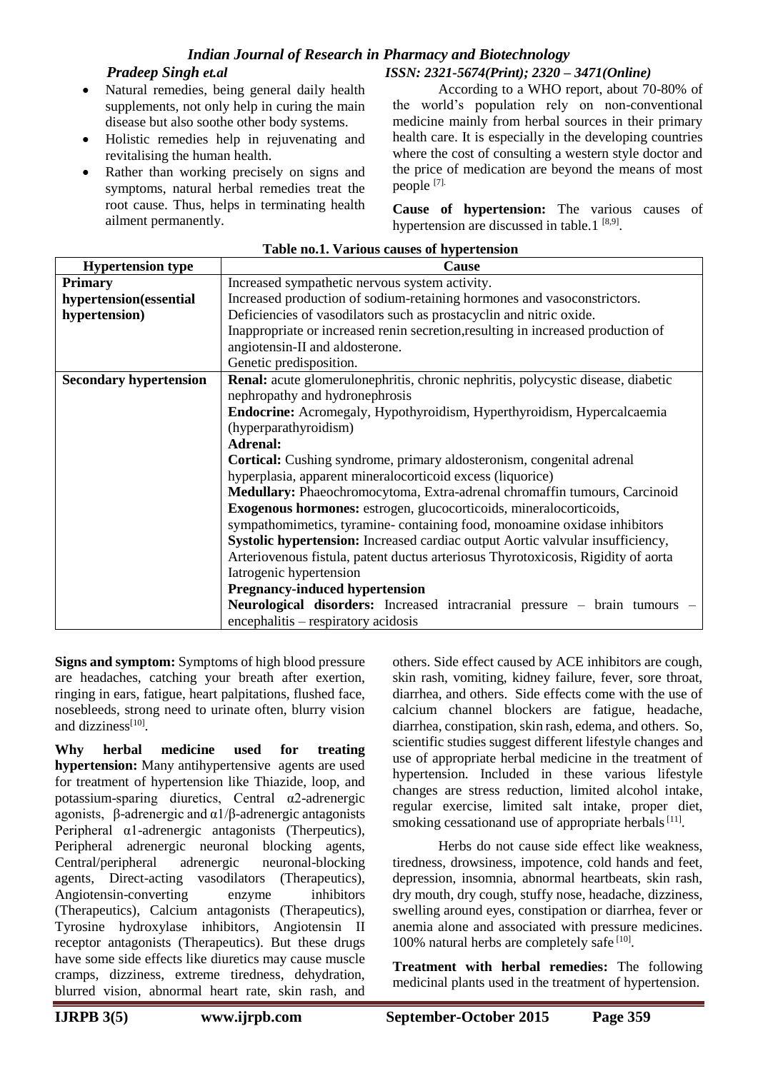- Natural remedies, being general daily health supplements, not only help in curing the main disease but also soothe other body systems.
- Holistic remedies help in rejuvenating and revitalising the human health.
- Rather than working precisely on signs and symptoms, natural herbal remedies treat the root cause. Thus, helps in terminating health ailment permanently.

According to a WHO report, about 70-80% of the world's population rely on non-conventional medicine mainly from herbal sources in their primary health care. It is especially in the developing countries where the cost of consulting a western style doctor and the price of medication are beyond the means of most people [7].

**Cause of hypertension:** The various causes of hypertension are discussed in table.1 [8,9].

**Table no.1. Various causes of hypertension**

| Hypertension type | Cause |
|---|---|
| **Primary hypertension(essential hypertension)** | Increased sympathetic nervous system activity. Increased production of sodium-retaining hormones and vasoconstrictors. Deficiencies of vasodilators such as prostacyclin and nitric oxide. Inappropriate or increased renin secretion,resulting in increased production of angiotensin-II and aldosterone. Genetic predisposition. |
| **Secondary hypertension** | **Renal:** acute glomerulonephritis, chronic nephritis, polycystic disease, diabetic nephropathy and hydronephrosis **Endocrine:** Acromegaly, Hypothyroidism, Hyperthyroidism, Hypercalcaemia (hyperparathyroidism) **Adrenal:** **Cortical:** Cushing syndrome, primary aldosteronism, congenital adrenal hyperplasia, apparent mineralocorticoid excess (liquorice) **Medullary:** Phaeochromocytoma, Extra-adrenal chromaffin tumours, Carcinoid **Exogenous hormones:** estrogen, glucocorticoids, mineralocorticoids, sympathomimetics, tyramine- containing food, monoamine oxidase inhibitors **Systolic hypertension:** Increased cardiac output Aortic valvular insufficiency, Arteriovenous fistula, patent ductus arteriosus Thyrotoxicosis, Rigidity of aorta Iatrogenic hypertension **Pregnancy-induced hypertension** **Neurological disorders:** Increased intracranial pressure – brain tumours – encephalitis – respiratory acidosis |

**Signs and symptom:** Symptoms of high blood pressure are headaches, catching your breath after exertion, ringing in ears, fatigue, heart palpitations, flushed face, nosebleeds, strong need to urinate often, blurry vision and dizziness[10].

**Why herbal medicine used for treating hypertension:** Many antihypertensive agents are used for treatment of hypertension like Thiazide, loop, and potassium-sparing diuretics, Central α2-adrenergic agonists, β-adrenergic and α1/β-adrenergic antagonists Peripheral α1-adrenergic antagonists (Therpeutics), Peripheral adrenergic neuronal blocking agents, Central/peripheral adrenergic neuronal-blocking agents, Direct-acting vasodilators (Therapeutics), Angiotensin-converting enzyme inhibitors (Therapeutics), Calcium antagonists (Therapeutics), Tyrosine hydroxylase inhibitors, Angiotensin II receptor antagonists (Therapeutics). But these drugs have some side effects like diuretics may cause muscle cramps, dizziness, extreme tiredness, dehydration, blurred vision, abnormal heart rate, skin rash, and others. Side effect caused by ACE inhibitors are cough, skin rash, vomiting, kidney failure, fever, sore throat, diarrhea, and others. Side effects come with the use of calcium channel blockers are fatigue, headache, diarrhea, constipation, skin rash, edema, and others. So, scientific studies suggest different lifestyle changes and use of appropriate herbal medicine in the treatment of hypertension. Included in these various lifestyle changes are stress reduction, limited alcohol intake, regular exercise, limited salt intake, proper diet, smoking cessationand use of appropriate herbals [11].

Herbs do not cause side effect like weakness, tiredness, drowsiness, impotence, cold hands and feet, depression, insomnia, abnormal heartbeats, skin rash, dry mouth, dry cough, stuffy nose, headache, dizziness, swelling around eyes, constipation or diarrhea, fever or anemia alone and associated with pressure medicines. 100% natural herbs are completely safe [10].

**Treatment with herbal remedies:** The following medicinal plants used in the treatment of hypertension.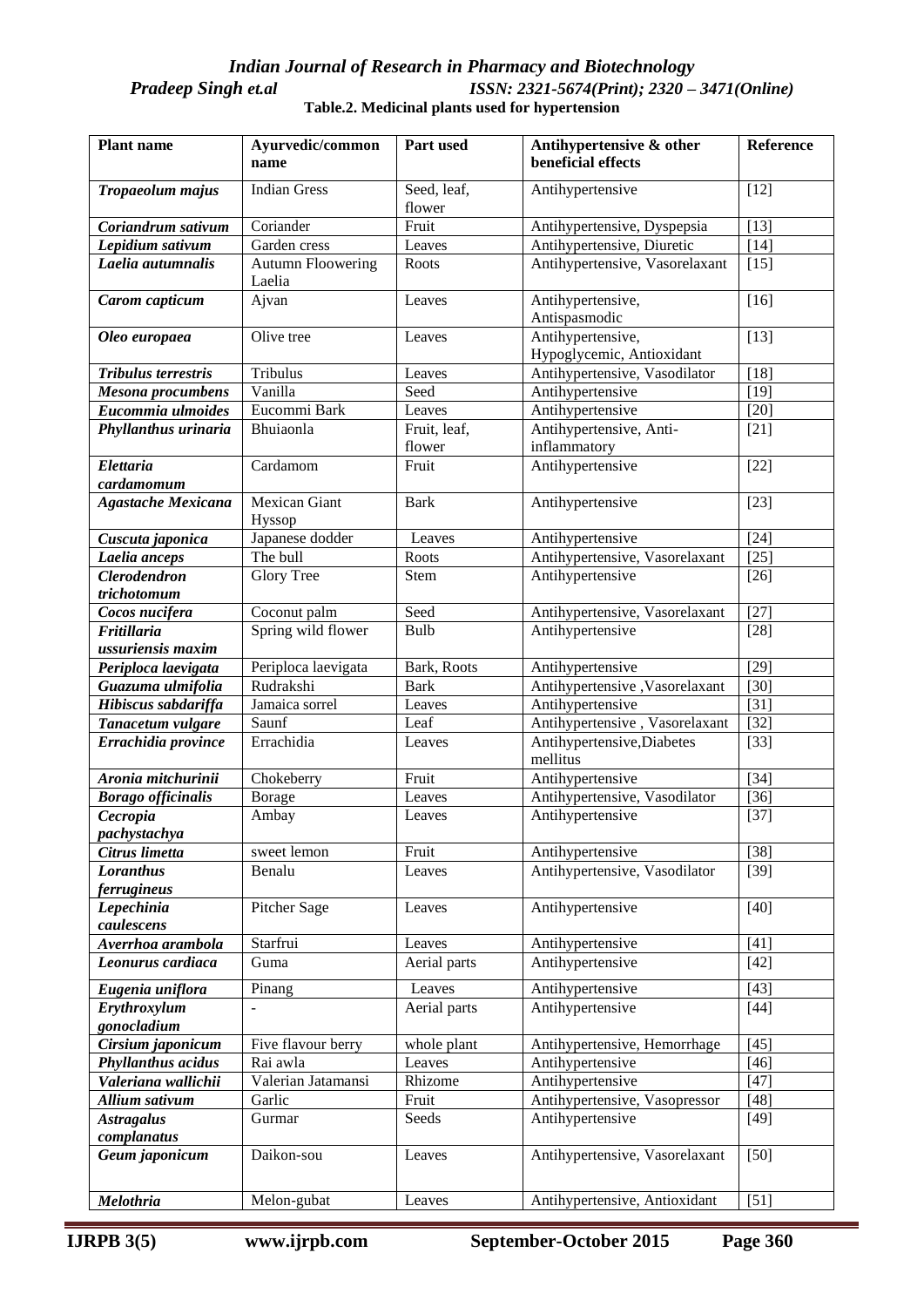**Table.2. Medicinal plants used for hypertension**

| Plant name | Ayurvedic/common name | Part used | Antihypertensive & other beneficial effects | Reference |
|---|---|---|---|---|
| ***Tropaeolum majus*** | Indian Gress | Seed, leaf, flower | Antihypertensive | [12] |
| ***Coriandrum sativum*** | Coriander | Fruit | Antihypertensive, Dyspepsia | [13] |
| ***Lepidium sativum*** | Garden cress | Leaves | Antihypertensive, Diuretic | [14] |
| ***Laelia autumnalis*** | Autumn Floowering Laelia | Roots | Antihypertensive, Vasorelaxant | [15] |
| ***Carom capticum*** | Ajvan | Leaves | Antihypertensive, Antispasmodic | [16] |
| ***Oleo europaea*** | Olive tree | Leaves | Antihypertensive, Hypoglycemic, Antioxidant | [13] |
| ***Tribulus terrestris*** | Tribulus | Leaves | Antihypertensive, Vasodilator | [18] |
| ***Mesona procumbens*** | Vanilla | Seed | Antihypertensive | [19] |
| ***Eucommia ulmoides*** | Eucommi Bark | Leaves | Antihypertensive | [20] |
| ***Phyllanthus urinaria*** | Bhuiaonla | Fruit, leaf, flower | Antihypertensive, Anti-inflammatory | [21] |
| ***Elettaria cardamomum*** | Cardamom | Fruit | Antihypertensive | [22] |
| ***Agastache Mexicana*** | Mexican Giant Hyssop | Bark | Antihypertensive | [23] |
| ***Cuscuta japonica*** | Japanese dodder | Leaves | Antihypertensive | [24] |
| ***Laelia anceps*** | The bull | Roots | Antihypertensive, Vasorelaxant | [25] |
| ***Clerodendron trichotomum*** | Glory Tree | Stem | Antihypertensive | [26] |
| ***Cocos nucifera*** | Coconut palm | Seed | Antihypertensive, Vasorelaxant | [27] |
| ***Fritillaria ussuriensis maxim*** | Spring wild flower | Bulb | Antihypertensive | [28] |
| ***Periploca laevigata*** | Periploca laevigata | Bark, Roots | Antihypertensive | [29] |
| ***Guazuma ulmifolia*** | Rudrakshi | Bark | Antihypertensive ,Vasorelaxant | [30] |
| ***Hibiscus sabdariffa*** | Jamaica sorrel | Leaves | Antihypertensive | [31] |
| ***Tanacetum vulgare*** | Saunf | Leaf | Antihypertensive , Vasorelaxant | [32] |
| ***Errachidia province*** | Errachidia | Leaves | Antihypertensive,Diabetes mellitus | [33] |
| ***Aronia mitchurinii*** | Chokeberry | Fruit | Antihypertensive | [34] |
| ***Borago officinalis*** | Borage | Leaves | Antihypertensive, Vasodilator | [36] |
| ***Cecropia pachystachya*** | Ambay | Leaves | Antihypertensive | [37] |
| ***Citrus limetta*** | sweet lemon | Fruit | Antihypertensive | [38] |
| ***Loranthus ferrugineus*** | Benalu | Leaves | Antihypertensive, Vasodilator | [39] |
| ***Lepechinia caulescens*** | Pitcher Sage | Leaves | Antihypertensive | [40] |
| ***Averrhoa arambola*** | Starfrui | Leaves | Antihypertensive | [41] |
| ***Leonurus cardiaca*** | Guma | Aerial parts | Antihypertensive | [42] |
| ***Eugenia uniflora*** | Pinang | Leaves | Antihypertensive | [43] |
| ***Erythroxylum gonocladium*** | - | Aerial parts | Antihypertensive | [44] |
| ***Cirsium japonicum*** | Five flavour berry | whole plant | Antihypertensive, Hemorrhage | [45] |
| ***Phyllanthus acidus*** | Rai awla | Leaves | Antihypertensive | [46] |
| ***Valeriana wallichii*** | Valerian Jatamansi | Rhizome | Antihypertensive | [47] |
| ***Allium sativum*** | Garlic | Fruit | Antihypertensive, Vasopressor | [48] |
| ***Astragalus complanatus*** | Gurmar | Seeds | Antihypertensive | [49] |
| ***Geum japonicum*** | Daikon-sou | Leaves | Antihypertensive, Vasorelaxant | [50] |
| ***Melothria*** | Melon-gubat | Leaves | Antihypertensive, Antioxidant | [51] |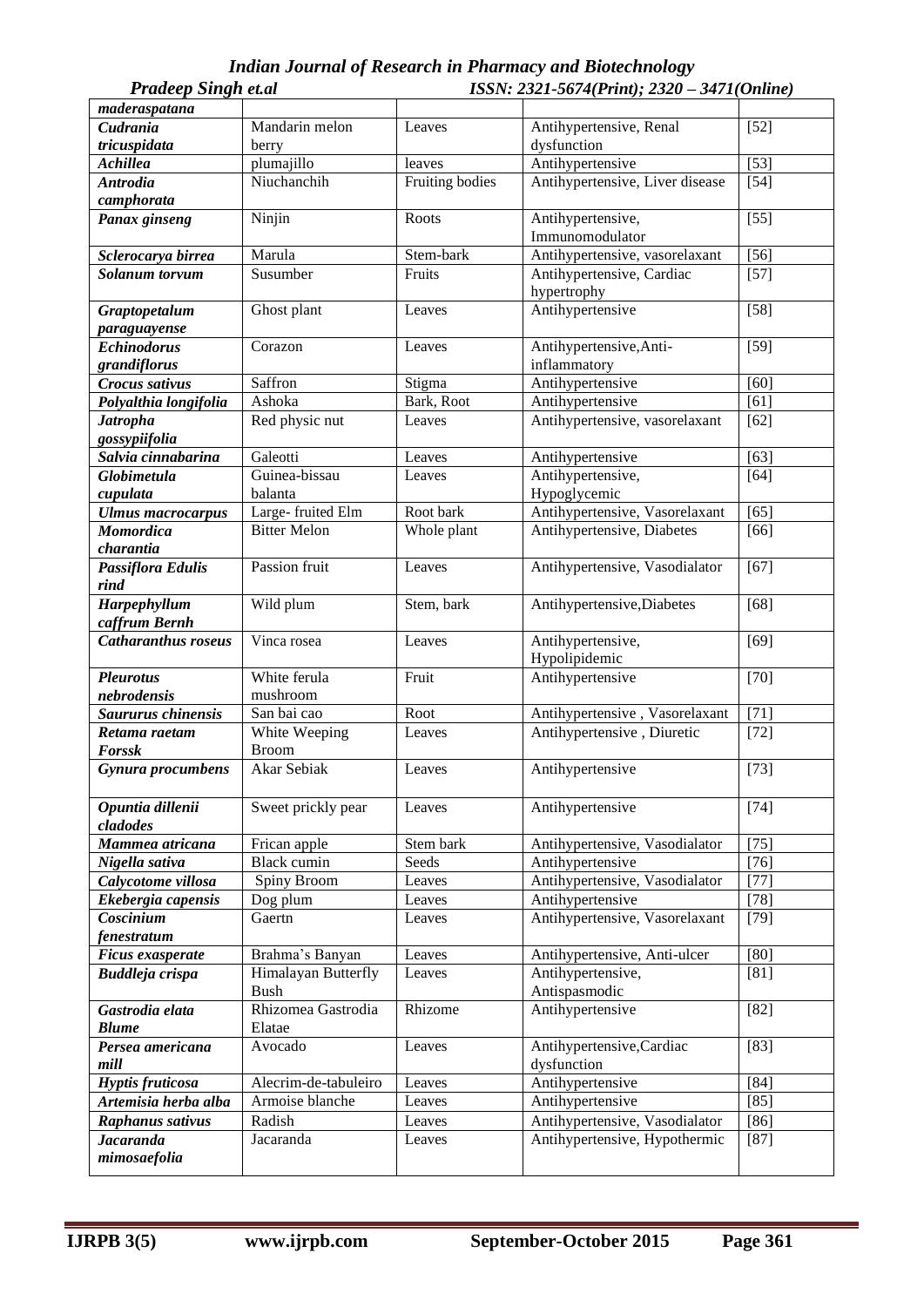| *maderaspatana* | | | | |
|---|---|---|---|---|
| ***Cudrania tricuspidata*** | Mandarin melon berry | Leaves | Antihypertensive, Renal dysfunction | [52] |
| ***Achillea*** | plumajillo | leaves | Antihypertensive | [53] |
| ***Antrodia camphorata*** | Niuchanchih | Fruiting bodies | Antihypertensive, Liver disease | [54] |
| ***Panax ginseng*** | Ninjin | Roots | Antihypertensive, Immunomodulator | [55] |
| ***Sclerocarya birrea*** | Marula | Stem-bark | Antihypertensive, vasorelaxant | [56] |
| ***Solanum torvum*** | Susumber | Fruits | Antihypertensive, Cardiac hypertrophy | [57] |
| ***Graptopetalum paraguayense*** | Ghost plant | Leaves | Antihypertensive | [58] |
| ***Echinodorus grandiflorus*** | Corazon | Leaves | Antihypertensive,Anti-inflammatory | [59] |
| ***Crocus sativus*** | Saffron | Stigma | Antihypertensive | [60] |
| ***Polyalthia longifolia*** | Ashoka | Bark, Root | Antihypertensive | [61] |
| ***Jatropha gossypiifolia*** | Red physic nut | Leaves | Antihypertensive, vasorelaxant | [62] |
| ***Salvia cinnabarina*** | Galeotti | Leaves | Antihypertensive | [63] |
| ***Globimetula cupulata*** | Guinea-bissau balanta | Leaves | Antihypertensive, Hypoglycemic | [64] |
| ***Ulmus macrocarpus*** | Large- fruited Elm | Root bark | Antihypertensive, Vasorelaxant | [65] |
| ***Momordica charantia*** | Bitter Melon | Whole plant | Antihypertensive, Diabetes | [66] |
| ***Passiflora Edulis rind*** | Passion fruit | Leaves | Antihypertensive, Vasodialator | [67] |
| ***Harpephyllum caffrum Bernh*** | Wild plum | Stem, bark | Antihypertensive,Diabetes | [68] |
| ***Catharanthus roseus*** | Vinca rosea | Leaves | Antihypertensive, Hypolipidemic | [69] |
| ***Pleurotus nebrodensis*** | White ferula mushroom | Fruit | Antihypertensive | [70] |
| ***Saururus chinensis*** | San bai cao | Root | Antihypertensive , Vasorelaxant | [71] |
| ***Retama raetam Forssk*** | White Weeping Broom | Leaves | Antihypertensive , Diuretic | [72] |
| ***Gynura procumbens*** | Akar Sebiak | Leaves | Antihypertensive | [73] |
| ***Opuntia dillenii cladodes*** | Sweet prickly pear | Leaves | Antihypertensive | [74] |
| ***Mammea atricana*** | Frican apple | Stem bark | Antihypertensive, Vasodialator | [75] |
| ***Nigella sativa*** | Black cumin | Seeds | Antihypertensive | [76] |
| ***Calycotome villosa*** | Spiny Broom | Leaves | Antihypertensive, Vasodialator | [77] |
| ***Ekebergia capensis*** | Dog plum | Leaves | Antihypertensive | [78] |
| ***Coscinium fenestratum*** | Gaertn | Leaves | Antihypertensive, Vasorelaxant | [79] |
| ***Ficus exasperate*** | Brahma's Banyan | Leaves | Antihypertensive, Anti-ulcer | [80] |
| ***Buddleja crispa*** | Himalayan Butterfly Bush | Leaves | Antihypertensive, Antispasmodic | [81] |
| ***Gastrodia elata Blume*** | Rhizomea Gastrodia Elatae | Rhizome | Antihypertensive | [82] |
| ***Persea americana mill*** | Avocado | Leaves | Antihypertensive,Cardiac dysfunction | [83] |
| ***Hyptis fruticosa*** | Alecrim-de-tabuleiro | Leaves | Antihypertensive | [84] |
| ***Artemisia herba alba*** | Armoise blanche | Leaves | Antihypertensive | [85] |
| ***Raphanus sativus*** | Radish | Leaves | Antihypertensive, Vasodialator | [86] |
| ***Jacaranda mimosaefolia*** | Jacaranda | Leaves | Antihypertensive, Hypothermic | [87] |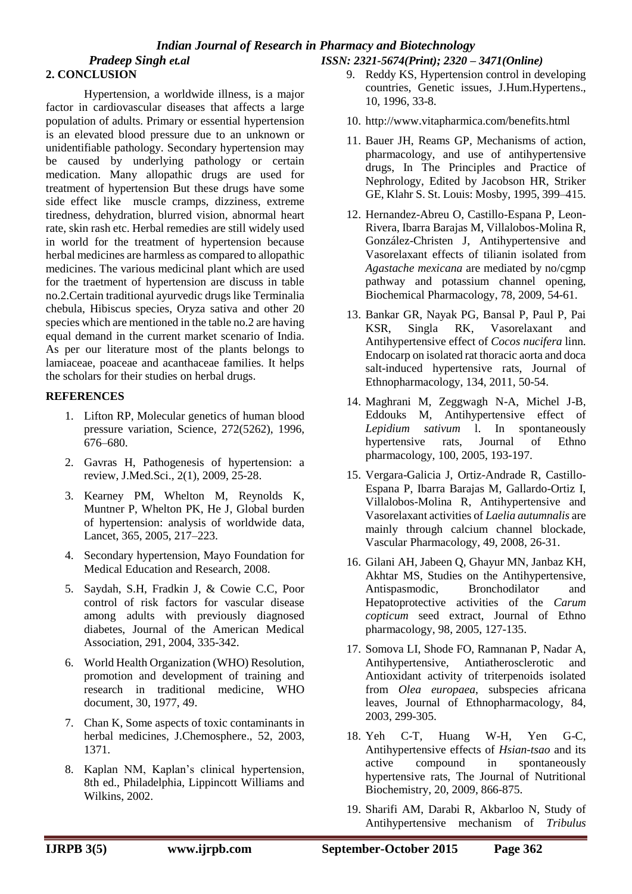## 2. CONCLUSION

Hypertension, a worldwide illness, is a major factor in cardiovascular diseases that affects a large population of adults. Primary or essential hypertension is an elevated blood pressure due to an unknown or unidentifiable pathology. Secondary hypertension may be caused by underlying pathology or certain medication. Many allopathic drugs are used for treatment of hypertension But these drugs have some side effect like muscle cramps, dizziness, extreme tiredness, dehydration, blurred vision, abnormal heart rate, skin rash etc. Herbal remedies are still widely used in world for the treatment of hypertension because herbal medicines are harmless as compared to allopathic medicines. The various medicinal plant which are used for the traetment of hypertension are discuss in table no.2.Certain traditional ayurvedic drugs like Terminalia chebula, Hibiscus species, Oryza sativa and other 20 species which are mentioned in the table no.2 are having equal demand in the current market scenario of India. As per our literature most of the plants belongs to lamiaceae, poaceae and acanthaceae families. It helps the scholars for their studies on herbal drugs.

## REFERENCES

1. Lifton RP, Molecular genetics of human blood pressure variation, Science, 272(5262), 1996, 676–680.
2. Gavras H, Pathogenesis of hypertension: a review, J.Med.Sci., 2(1), 2009, 25-28.
3. Kearney PM, Whelton M, Reynolds K, Muntner P, Whelton PK, He J, Global burden of hypertension: analysis of worldwide data, Lancet, 365, 2005, 217–223.
4. Secondary hypertension, Mayo Foundation for Medical Education and Research, 2008.
5. Saydah, S.H, Fradkin J, & Cowie C.C, Poor control of risk factors for vascular disease among adults with previously diagnosed diabetes, Journal of the American Medical Association, 291, 2004, 335-342.
6. World Health Organization (WHO) Resolution, promotion and development of training and research in traditional medicine, WHO document, 30, 1977, 49.
7. Chan K, Some aspects of toxic contaminants in herbal medicines, J.Chemosphere., 52, 2003, 1371.
8. Kaplan NM, Kaplan's clinical hypertension, 8th ed., Philadelphia, Lippincott Williams and Wilkins, 2002.
9. Reddy KS, Hypertension control in developing countries, Genetic issues, J.Hum.Hypertens., 10, 1996, 33-8.
10. http://www.vitapharmica.com/benefits.html
11. Bauer JH, Reams GP, Mechanisms of action, pharmacology, and use of antihypertensive drugs, In The Principles and Practice of Nephrology, Edited by Jacobson HR, Striker GE, Klahr S. St. Louis: Mosby, 1995, 399–415.
12. Hernandez-Abreu O, Castillo-Espana P, Leon-Rivera, Ibarra Barajas M, Villalobos-Molina R, González-Christen J, Antihypertensive and Vasorelaxant effects of tilianin isolated from *Agastache mexicana* are mediated by no/cgmp pathway and potassium channel opening, Biochemical Pharmacology, 78, 2009, 54-61.
13. Bankar GR, Nayak PG, Bansal P, Paul P, Pai KSR, Singla RK, Vasorelaxant and Antihypertensive effect of *Cocos nucifera* linn. Endocarp on isolated rat thoracic aorta and doca salt-induced hypertensive rats, Journal of Ethnopharmacology, 134, 2011, 50-54.
14. Maghrani M, Zeggwagh N-A, Michel J-B, Eddouks M, Antihypertensive effect of *Lepidium sativum* l. In spontaneously hypertensive rats, Journal of Ethno pharmacology, 100, 2005, 193-197.
15. Vergara-Galicia J, Ortiz-Andrade R, Castillo-Espana P, Ibarra Barajas M, Gallardo-Ortiz I, Villalobos-Molina R, Antihypertensive and Vasorelaxant activities of *Laelia autumnalis* are mainly through calcium channel blockade, Vascular Pharmacology, 49, 2008, 26-31.
16. Gilani AH, Jabeen Q, Ghayur MN, Janbaz KH, Akhtar MS, Studies on the Antihypertensive, Antispasmodic, Bronchodilator and Hepatoprotective activities of the *Carum copticum* seed extract, Journal of Ethno pharmacology, 98, 2005, 127-135.
17. Somova LI, Shode FO, Ramnanan P, Nadar A, Antihypertensive, Antiatherosclerotic and Antioxidant activity of triterpenoids isolated from *Olea europaea*, subspecies africana leaves, Journal of Ethnopharmacology, 84, 2003, 299-305.
18. Yeh C-T, Huang W-H, Yen G-C, Antihypertensive effects of *Hsian-tsao* and its active compound in spontaneously hypertensive rats, The Journal of Nutritional Biochemistry, 20, 2009, 866-875.
19. Sharifi AM, Darabi R, Akbarloo N, Study of Antihypertensive mechanism of *Tribulus*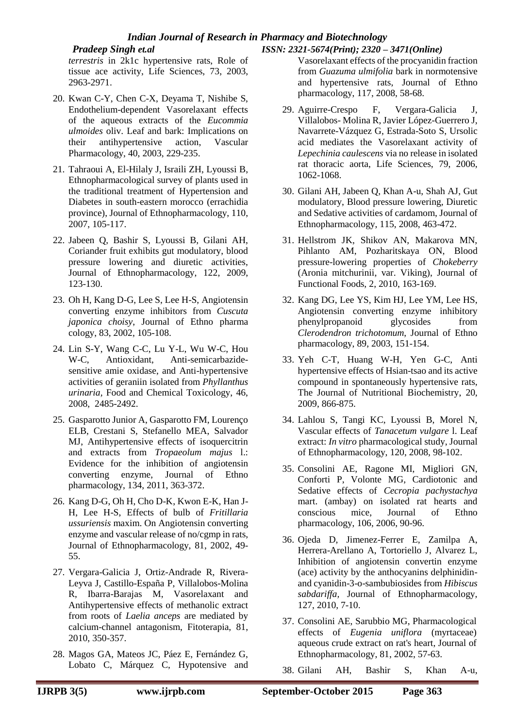*terrestris* in 2k1c hypertensive rats, Role of tissue ace activity, Life Sciences, 73, 2003, 2963-2971.

20. Kwan C-Y, Chen C-X, Deyama T, Nishibe S, Endothelium-dependent Vasorelaxant effects of the aqueous extracts of the *Eucommia ulmoides* oliv. Leaf and bark: Implications on their antihypertensive action, Vascular Pharmacology, 40, 2003, 229-235.

21. Tahraoui A, El-Hilaly J, Israili ZH, Lyoussi B, Ethnopharmacological survey of plants used in the traditional treatment of Hypertension and Diabetes in south-eastern morocco (errachidia province), Journal of Ethnopharmacology, 110, 2007, 105-117.

22. Jabeen Q, Bashir S, Lyoussi B, Gilani AH, Coriander fruit exhibits gut modulatory, blood pressure lowering and diuretic activities, Journal of Ethnopharmacology, 122, 2009, 123-130.

23. Oh H, Kang D-G, Lee S, Lee H-S, Angiotensin converting enzyme inhibitors from *Cuscuta japonica choisy*, Journal of Ethno pharma cology, 83, 2002, 105-108.

24. Lin S-Y, Wang C-C, Lu Y-L, Wu W-C, Hou W-C, Antioxidant, Anti-semicarbazide-sensitive amie oxidase, and Anti-hypertensive activities of geraniin isolated from *Phyllanthus urinaria*, Food and Chemical Toxicology, 46, 2008, 2485-2492.

25. Gasparotto Junior A, Gasparotto FM, Lourenço ELB, Crestani S, Stefanello MEA, Salvador MJ, Antihypertensive effects of isoquercitrin and extracts from *Tropaeolum majus* l.: Evidence for the inhibition of angiotensin converting enzyme, Journal of Ethno pharmacology, 134, 2011, 363-372.

26. Kang D-G, Oh H, Cho D-K, Kwon E-K, Han J-H, Lee H-S, Effects of bulb of *Fritillaria ussuriensis* maxim. On Angiotensin converting enzyme and vascular release of no/cgmp in rats, Journal of Ethnopharmacology, 81, 2002, 49-55.

27. Vergara-Galicia J, Ortiz-Andrade R, Rivera-Leyva J, Castillo-España P, Villalobos-Molina R, Ibarra-Barajas M, Vasorelaxant and Antihypertensive effects of methanolic extract from roots of *Laelia anceps* are mediated by calcium-channel antagonism, Fitoterapia, 81, 2010, 350-357.

28. Magos GA, Mateos JC, Páez E, Fernández G, Lobato C, Márquez C, Hypotensive and Vasorelaxant effects of the procyanidin fraction from *Guazuma ulmifolia* bark in normotensive and hypertensive rats, Journal of Ethno pharmacology, 117, 2008, 58-68.

29. Aguirre-Crespo F, Vergara-Galicia J, Villalobos- Molina R, Javier López-Guerrero J, Navarrete-Vázquez G, Estrada-Soto S, Ursolic acid mediates the Vasorelaxant activity of *Lepechinia caulescens* via no release in isolated rat thoracic aorta, Life Sciences, 79, 2006, 1062-1068.

30. Gilani AH, Jabeen Q, Khan A-u, Shah AJ, Gut modulatory, Blood pressure lowering, Diuretic and Sedative activities of cardamom, Journal of Ethnopharmacology, 115, 2008, 463-472.

31. Hellstrom JK, Shikov AN, Makarova MN, Pihlanto AM, Pozharitskaya ON, Blood pressure-lowering properties of *Chokeberry* (Aronia mitchurinii, var. Viking), Journal of Functional Foods, 2, 2010, 163-169.

32. Kang DG, Lee YS, Kim HJ, Lee YM, Lee HS, Angiotensin converting enzyme inhibitory phenylpropanoid glycosides from *Clerodendron trichotomum*, Journal of Ethno pharmacology, 89, 2003, 151-154.

33. Yeh C-T, Huang W-H, Yen G-C, Anti hypertensive effects of Hsian-tsao and its active compound in spontaneously hypertensive rats, The Journal of Nutritional Biochemistry, 20, 2009, 866-875.

34. Lahlou S, Tangi KC, Lyoussi B, Morel N, Vascular effects of *Tanacetum vulgare* l. Leaf extract: *In vitro* pharmacological study, Journal of Ethnopharmacology, 120, 2008, 98-102.

35. Consolini AE, Ragone MI, Migliori GN, Conforti P, Volonte MG, Cardiotonic and Sedative effects of *Cecropia pachystachya* mart. (ambay) on isolated rat hearts and conscious mice, Journal of Ethno pharmacology, 106, 2006, 90-96.

36. Ojeda D, Jimenez-Ferrer E, Zamilpa A, Herrera-Arellano A, Tortoriello J, Alvarez L, Inhibition of angiotensin convertin enzyme (ace) activity by the anthocyanins delphinidin- and cyanidin-3-o-sambubiosides from *Hibiscus sabdariffa*, Journal of Ethnopharmacology, 127, 2010, 7-10.

37. Consolini AE, Sarubbio MG, Pharmacological effects of *Eugenia uniflora* (myrtaceae) aqueous crude extract on rat's heart, Journal of Ethnopharmacology, 81, 2002, 57-63.

38. Gilani AH, Bashir S, Khan A-u,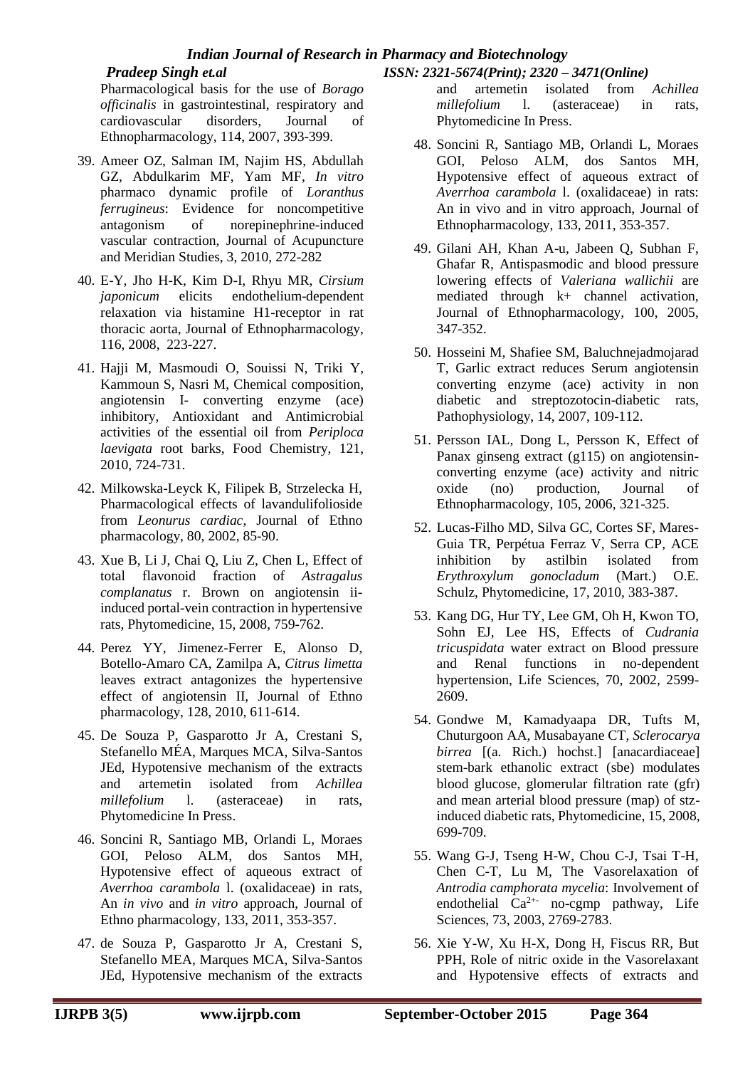Pharmacological basis for the use of *Borago officinalis* in gastrointestinal, respiratory and cardiovascular disorders, Journal of Ethnopharmacology, 114, 2007, 393-399.

39. Ameer OZ, Salman IM, Najim HS, Abdullah GZ, Abdulkarim MF, Yam MF, *In vitro* pharmaco dynamic profile of *Loranthus ferrugineus*: Evidence for noncompetitive antagonism of norepinephrine-induced vascular contraction, Journal of Acupuncture and Meridian Studies, 3, 2010, 272-282

40. E-Y, Jho H-K, Kim D-I, Rhyu MR, *Cirsium japonicum* elicits endothelium-dependent relaxation via histamine H1-receptor in rat thoracic aorta, Journal of Ethnopharmacology, 116, 2008, 223-227.

41. Hajji M, Masmoudi O, Souissi N, Triki Y, Kammoun S, Nasri M, Chemical composition, angiotensin I- converting enzyme (ace) inhibitory, Antioxidant and Antimicrobial activities of the essential oil from *Periploca laevigata* root barks, Food Chemistry, 121, 2010, 724-731.

42. Milkowska-Leyck K, Filipek B, Strzelecka H, Pharmacological effects of lavandulifolioside from *Leonurus cardiac*, Journal of Ethno pharmacology, 80, 2002, 85-90.

43. Xue B, Li J, Chai Q, Liu Z, Chen L, Effect of total flavonoid fraction of *Astragalus complanatus* r. Brown on angiotensin ii-induced portal-vein contraction in hypertensive rats, Phytomedicine, 15, 2008, 759-762.

44. Perez YY, Jimenez-Ferrer E, Alonso D, Botello-Amaro CA, Zamilpa A, *Citrus limetta* leaves extract antagonizes the hypertensive effect of angiotensin II, Journal of Ethno pharmacology, 128, 2010, 611-614.

45. De Souza P, Gasparotto Jr A, Crestani S, Stefanello MÉA, Marques MCA, Silva-Santos JEd, Hypotensive mechanism of the extracts and artemetin isolated from *Achillea millefolium* l. (asteraceae) in rats, Phytomedicine In Press.

46. Soncini R, Santiago MB, Orlandi L, Moraes GOI, Peloso ALM, dos Santos MH, Hypotensive effect of aqueous extract of *Averrhoa carambola* l. (oxalidaceae) in rats, An *in vivo* and *in vitro* approach, Journal of Ethno pharmacology, 133, 2011, 353-357.

47. de Souza P, Gasparotto Jr A, Crestani S, Stefanello MEA, Marques MCA, Silva-Santos JEd, Hypotensive mechanism of the extracts and artemetin isolated from *Achillea millefolium* l. (asteraceae) in rats, Phytomedicine In Press.

48. Soncini R, Santiago MB, Orlandi L, Moraes GOI, Peloso ALM, dos Santos MH, Hypotensive effect of aqueous extract of *Averrhoa carambola* l. (oxalidaceae) in rats: An in vivo and in vitro approach, Journal of Ethnopharmacology, 133, 2011, 353-357.

49. Gilani AH, Khan A-u, Jabeen Q, Subhan F, Ghafar R, Antispasmodic and blood pressure lowering effects of *Valeriana wallichii* are mediated through k+ channel activation, Journal of Ethnopharmacology, 100, 2005, 347-352.

50. Hosseini M, Shafiee SM, Baluchnejadmojarad T, Garlic extract reduces Serum angiotensin converting enzyme (ace) activity in non diabetic and streptozotocin-diabetic rats, Pathophysiology, 14, 2007, 109-112.

51. Persson IAL, Dong L, Persson K, Effect of Panax ginseng extract (g115) on angiotensin-converting enzyme (ace) activity and nitric oxide (no) production, Journal of Ethnopharmacology, 105, 2006, 321-325.

52. Lucas-Filho MD, Silva GC, Cortes SF, Mares-Guia TR, Perpétua Ferraz V, Serra CP, ACE inhibition by astilbin isolated from *Erythroxylum gonocladum* (Mart.) O.E. Schulz, Phytomedicine, 17, 2010, 383-387.

53. Kang DG, Hur TY, Lee GM, Oh H, Kwon TO, Sohn EJ, Lee HS, Effects of *Cudrania tricuspidata* water extract on Blood pressure and Renal functions in no-dependent hypertension, Life Sciences, 70, 2002, 2599-2609.

54. Gondwe M, Kamadyaapa DR, Tufts M, Chuturgoon AA, Musabayane CT, *Sclerocarya birrea* [(a. Rich.) hochst.] [anacardiaceae] stem-bark ethanolic extract (sbe) modulates blood glucose, glomerular filtration rate (gfr) and mean arterial blood pressure (map) of stz-induced diabetic rats, Phytomedicine, 15, 2008, 699-709.

55. Wang G-J, Tseng H-W, Chou C-J, Tsai T-H, Chen C-T, Lu M, The Vasorelaxation of *Antrodia camphorata mycelia*: Involvement of endothelial $Ca^{2+}$ no-cgmp pathway, Life Sciences, 73, 2003, 2769-2783.

56. Xie Y-W, Xu H-X, Dong H, Fiscus RR, But PPH, Role of nitric oxide in the Vasorelaxant and Hypotensive effects of extracts and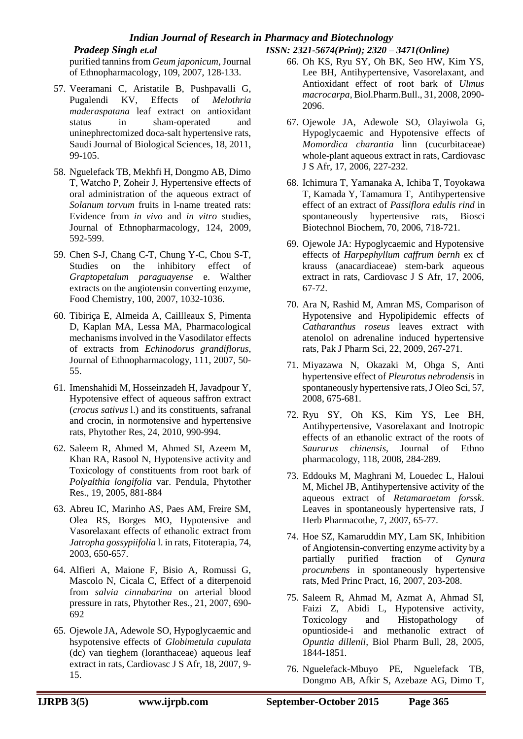purified tannins from *Geum japonicum*, Journal of Ethnopharmacology, 109, 2007, 128-133.

57. Veeramani C, Aristatile B, Pushpavalli G, Pugalendi KV, Effects of *Melothria maderaspatana* leaf extract on antioxidant status in sham-operated and uninephrectomized doca-salt hypertensive rats, Saudi Journal of Biological Sciences, 18, 2011, 99-105.
58. Nguelefack TB, Mekhfi H, Dongmo AB, Dimo T, Watcho P, Zoheir J, Hypertensive effects of oral administration of the aqueous extract of *Solanum torvum* fruits in l-name treated rats: Evidence from *in vivo* and *in vitro* studies, Journal of Ethnopharmacology, 124, 2009, 592-599.
59. Chen S-J, Chang C-T, Chung Y-C, Chou S-T, Studies on the inhibitory effect of *Graptopetalum paraguayense* e. Walther extracts on the angiotensin converting enzyme, Food Chemistry, 100, 2007, 1032-1036.
60. Tibiriça E, Almeida A, Caillleaux S, Pimenta D, Kaplan MA, Lessa MA, Pharmacological mechanisms involved in the Vasodilator effects of extracts from *Echinodorus grandiflorus*, Journal of Ethnopharmacology, 111, 2007, 50-55.
61. Imenshahidi M, Hosseinzadeh H, Javadpour Y, Hypotensive effect of aqueous saffron extract (*crocus sativus* l.) and its constituents, safranal and crocin, in normotensive and hypertensive rats, Phytother Res, 24, 2010, 990-994.
62. Saleem R, Ahmed M, Ahmed SI, Azeem M, Khan RA, Rasool N, Hypotensive activity and Toxicology of constituents from root bark of *Polyalthia longifolia* var. Pendula, Phytother Res., 19, 2005, 881-884
63. Abreu IC, Marinho AS, Paes AM, Freire SM, Olea RS, Borges MO, Hypotensive and Vasorelaxant effects of ethanolic extract from *Jatropha gossypiifolia* l. in rats, Fitoterapia, 74, 2003, 650-657.
64. Alfieri A, Maione F, Bisio A, Romussi G, Mascolo N, Cicala C, Effect of a diterpenoid from *salvia cinnabarina* on arterial blood pressure in rats, Phytother Res., 21, 2007, 690-692
65. Ojewole JA, Adewole SO, Hypoglycaemic and hsypotensive effects of *Globimetula cupulata* (dc) van tieghem (loranthaceae) aqueous leaf extract in rats, Cardiovasc J S Afr, 18, 2007, 9-15.
66. Oh KS, Ryu SY, Oh BK, Seo HW, Kim YS, Lee BH, Antihypertensive, Vasorelaxant, and Antioxidant effect of root bark of *Ulmus macrocarpa*, Biol.Pharm.Bull., 31, 2008, 2090-2096.
67. Ojewole JA, Adewole SO, Olayiwola G, Hypoglycaemic and Hypotensive effects of *Momordica charantia* linn (cucurbitaceae) whole-plant aqueous extract in rats, Cardiovasc J S Afr, 17, 2006, 227-232.
68. Ichimura T, Yamanaka A, Ichiba T, Toyokawa T, Kamada Y, Tamamura T, Antihypertensive effect of an extract of *Passiflora edulis rind* in spontaneously hypertensive rats, Biosci Biotechnol Biochem, 70, 2006, 718-721.
69. Ojewole JA: Hypoglycaemic and Hypotensive effects of *Harpephyllum caffrum bernh* ex cf krauss (anacardiaceae) stem-bark aqueous extract in rats, Cardiovasc J S Afr, 17, 2006, 67-72.
70. Ara N, Rashid M, Amran MS, Comparison of Hypotensive and Hypolipidemic effects of *Catharanthus roseus* leaves extract with atenolol on adrenaline induced hypertensive rats, Pak J Pharm Sci, 22, 2009, 267-271.
71. Miyazawa N, Okazaki M, Ohga S, Anti hypertensive effect of *Pleurotus nebrodensis* in spontaneously hypertensive rats, J Oleo Sci, 57, 2008, 675-681.
72. Ryu SY, Oh KS, Kim YS, Lee BH, Antihypertensive, Vasorelaxant and Inotropic effects of an ethanolic extract of the roots of *Saururus chinensis*, Journal of Ethno pharmacology, 118, 2008, 284-289.
73. Eddouks M, Maghrani M, Louedec L, Haloui M, Michel JB, Antihypertensive activity of the aqueous extract of *Retamaraetam forssk*. Leaves in spontaneously hypertensive rats, J Herb Pharmacothe, 7, 2007, 65-77.
74. Hoe SZ, Kamaruddin MY, Lam SK, Inhibition of Angiotensin-converting enzyme activity by a partially purified fraction of *Gynura procumbens* in spontaneously hypertensive rats, Med Princ Pract, 16, 2007, 203-208.
75. Saleem R, Ahmad M, Azmat A, Ahmad SI, Faizi Z, Abidi L, Hypotensive activity, Toxicology and Histopathology of opuntioside-i and methanolic extract of *Opuntia dillenii*, Biol Pharm Bull, 28, 2005, 1844-1851.
76. Nguelefack-Mbuyo PE, Nguelefack TB, Dongmo AB, Afkir S, Azebaze AG, Dimo T,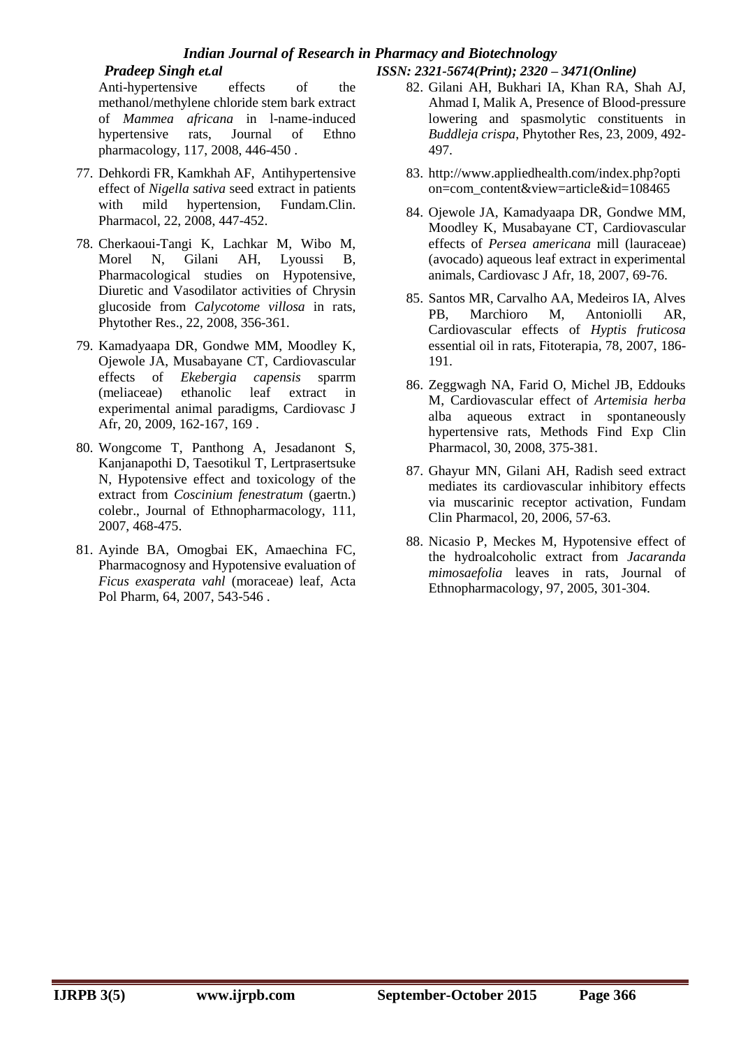Anti-hypertensive effects of the methanol/methylene chloride stem bark extract of *Mammea africana* in l-name-induced hypertensive rats, Journal of Ethno pharmacology, 117, 2008, 446-450 .

77. Dehkordi FR, Kamkhah AF, Antihypertensive effect of *Nigella sativa* seed extract in patients with mild hypertension, Fundam.Clin. Pharmacol, 22, 2008, 447-452.
78. Cherkaoui-Tangi K, Lachkar M, Wibo M, Morel N, Gilani AH, Lyoussi B, Pharmacological studies on Hypotensive, Diuretic and Vasodilator activities of Chrysin glucoside from *Calycotome villosa* in rats, Phytother Res., 22, 2008, 356-361.
79. Kamadyaapa DR, Gondwe MM, Moodley K, Ojewole JA, Musabayane CT, Cardiovascular effects of *Ekebergia capensis* sparrm (meliaceae) ethanolic leaf extract in experimental animal paradigms, Cardiovasc J Afr, 20, 2009, 162-167, 169 .
80. Wongcome T, Panthong A, Jesadanont S, Kanjanapothi D, Taesotikul T, Lertprasertsuke N, Hypotensive effect and toxicology of the extract from *Coscinium fenestratum* (gaertn.) colebr., Journal of Ethnopharmacology, 111, 2007, 468-475.
81. Ayinde BA, Omogbai EK, Amaechina FC, Pharmacognosy and Hypotensive evaluation of *Ficus exasperata vahl* (moraceae) leaf, Acta Pol Pharm, 64, 2007, 543-546 .
82. Gilani AH, Bukhari IA, Khan RA, Shah AJ, Ahmad I, Malik A, Presence of Blood-pressure lowering and spasmolytic constituents in *Buddleja crispa*, Phytother Res, 23, 2009, 492-497.
83. http://www.appliedhealth.com/index.php?option=com_content&view=article&id=108465
84. Ojewole JA, Kamadyaapa DR, Gondwe MM, Moodley K, Musabayane CT, Cardiovascular effects of *Persea americana* mill (lauraceae) (avocado) aqueous leaf extract in experimental animals, Cardiovasc J Afr, 18, 2007, 69-76.
85. Santos MR, Carvalho AA, Medeiros IA, Alves PB, Marchioro M, Antoniolli AR, Cardiovascular effects of *Hyptis fruticosa* essential oil in rats, Fitoterapia, 78, 2007, 186-191.
86. Zeggwagh NA, Farid O, Michel JB, Eddouks M, Cardiovascular effect of *Artemisia herba* alba aqueous extract in spontaneously hypertensive rats, Methods Find Exp Clin Pharmacol, 30, 2008, 375-381.
87. Ghayur MN, Gilani AH, Radish seed extract mediates its cardiovascular inhibitory effects via muscarinic receptor activation, Fundam Clin Pharmacol, 20, 2006, 57-63.
88. Nicasio P, Meckes M, Hypotensive effect of the hydroalcoholic extract from *Jacaranda mimosaefolia* leaves in rats, Journal of Ethnopharmacology, 97, 2005, 301-304.